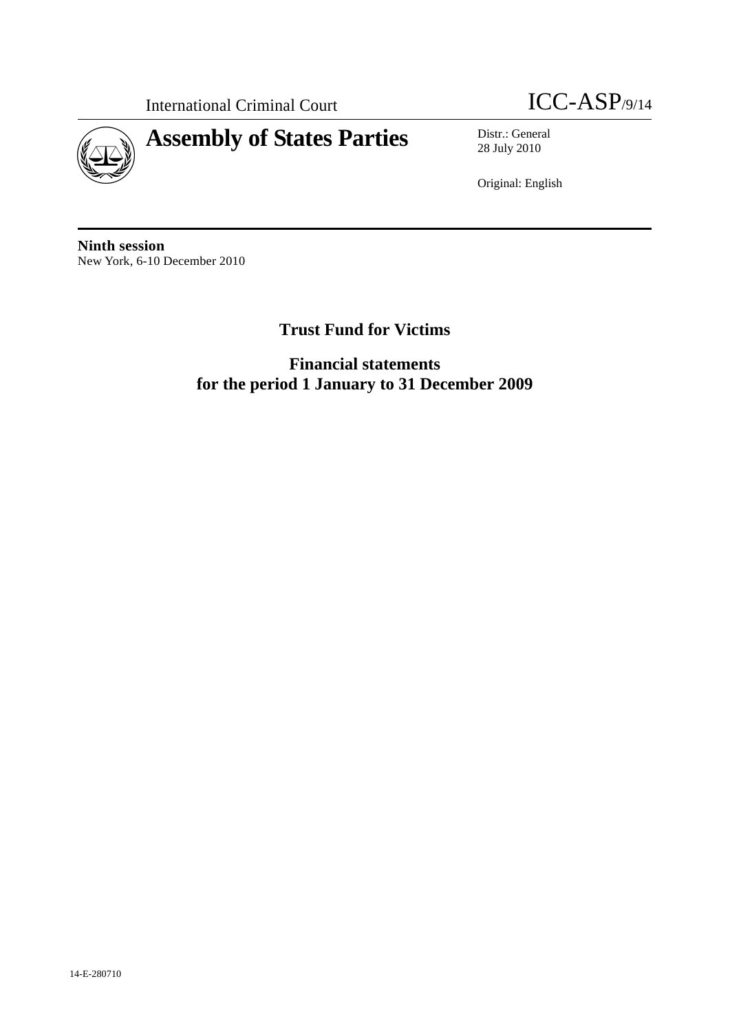International Criminal Court

ICC-ASP/9/14

# Assembly of States Parties

Distr.: General
28 July 2010

Original: English

**Ninth session**
New York, 6-10 December 2010

## Trust Fund for Victims

## Financial statements for the period 1 January to 31 December 2009

14-E-280710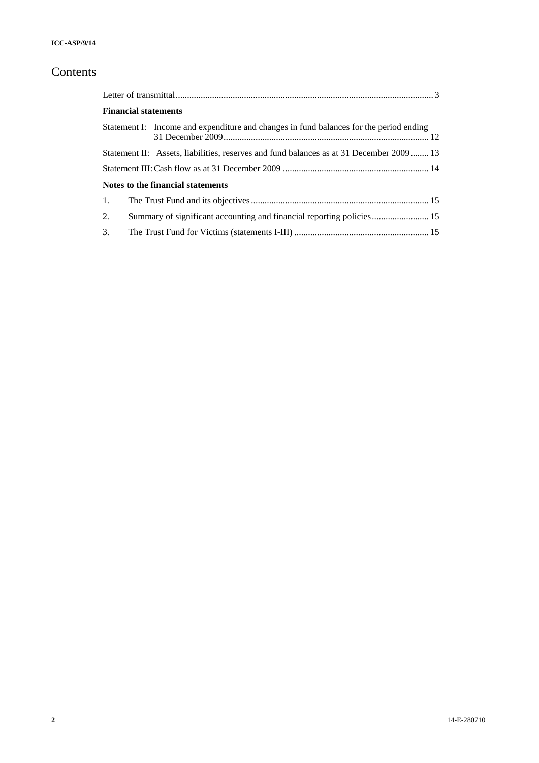# Contents

Letter of transmittal ... 3

**Financial statements**

Statement I: Income and expenditure and changes in fund balances for the period ending 31 December 2009 ... 12

Statement II: Assets, liabilities, reserves and fund balances as at 31 December 2009 ... 13

Statement III: Cash flow as at 31 December 2009 ... 14

**Notes to the financial statements**

1. The Trust Fund and its objectives ... 15
2. Summary of significant accounting and financial reporting policies ... 15
3. The Trust Fund for Victims (statements I-III) ... 15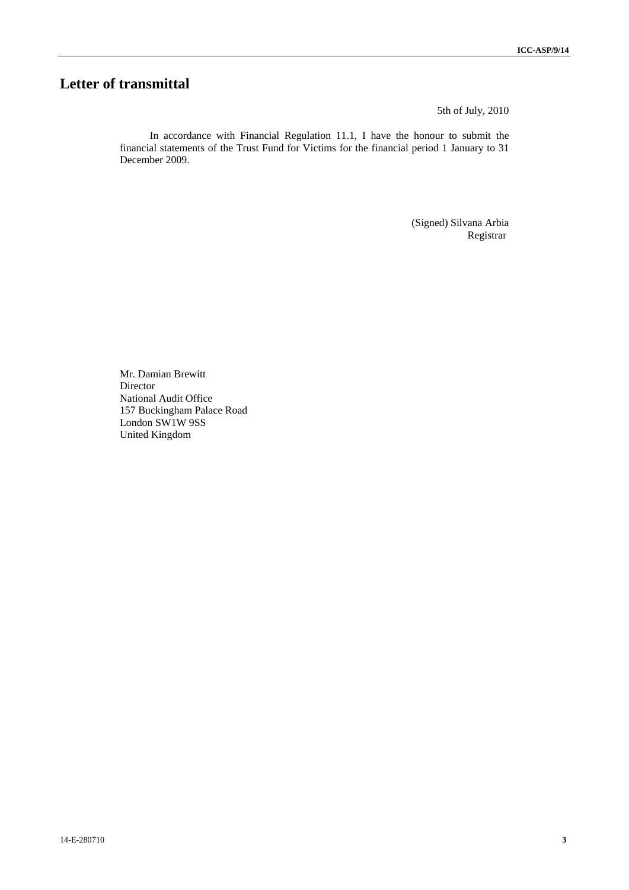# Letter of transmittal

5th of July, 2010

In accordance with Financial Regulation 11.1, I have the honour to submit the financial statements of the Trust Fund for Victims for the financial period 1 January to 31 December 2009.

(Signed) Silvana Arbia
Registrar

Mr. Damian Brewitt
Director
National Audit Office
157 Buckingham Palace Road
London SW1W 9SS
United Kingdom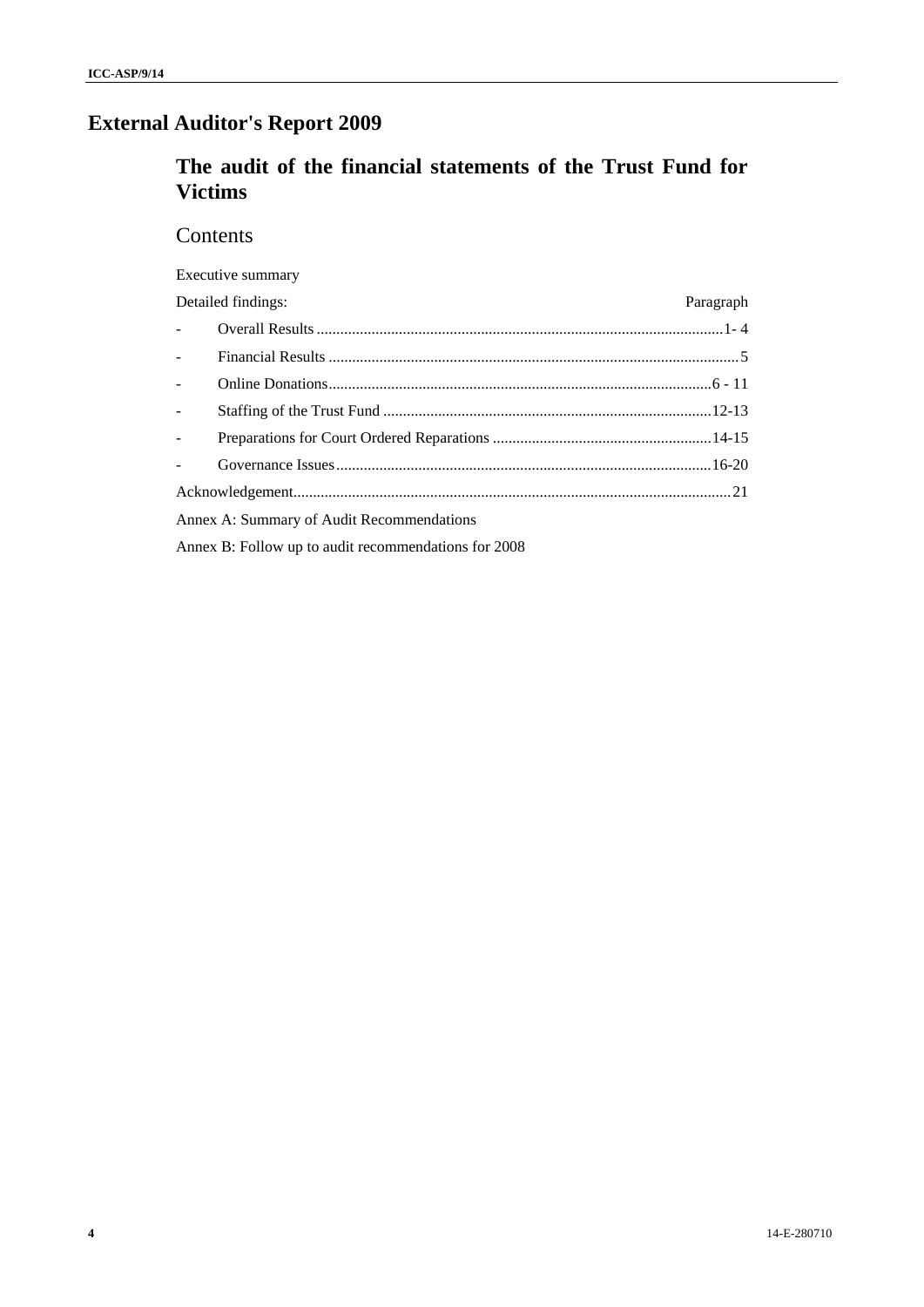# External Auditor's Report 2009

## The audit of the financial statements of the Trust Fund for Victims

### Contents

Executive summary

| Detailed findings: | Paragraph |
|---|---|
| - Overall Results | 1- 4 |
| - Financial Results | 5 |
| - Online Donations | 6 - 11 |
| - Staffing of the Trust Fund | 12-13 |
| - Preparations for Court Ordered Reparations | 14-15 |
| - Governance Issues | 16-20 |
| Acknowledgement | 21 |

Annex A: Summary of Audit Recommendations

Annex B: Follow up to audit recommendations for 2008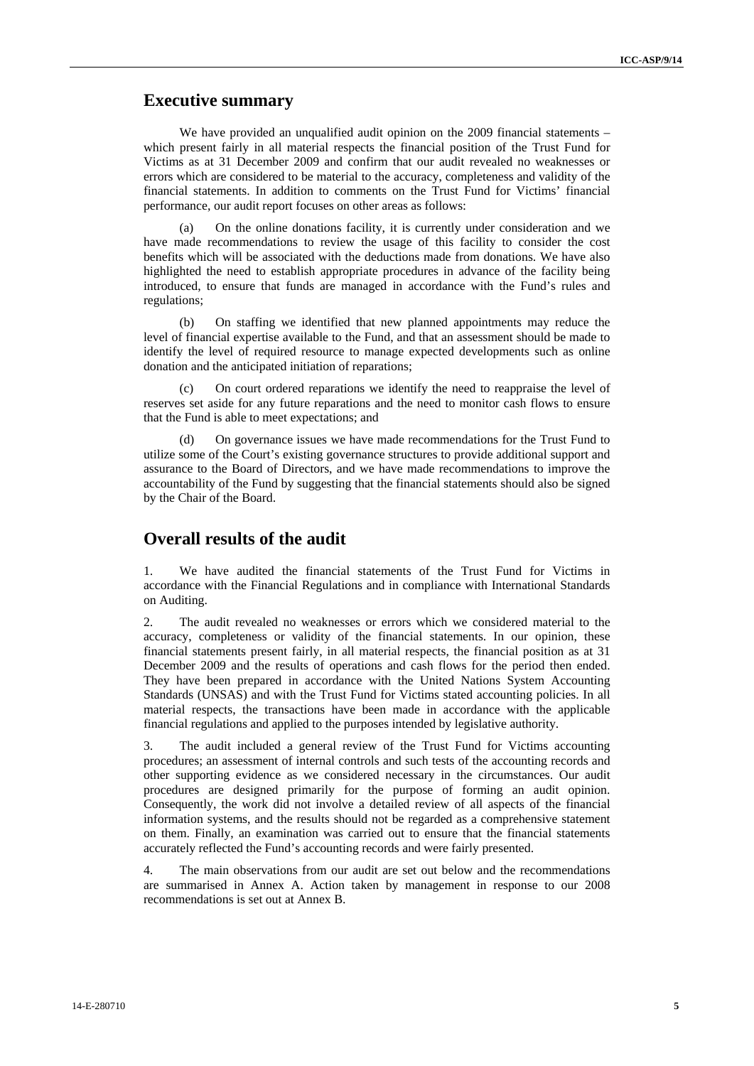## Executive summary

We have provided an unqualified audit opinion on the 2009 financial statements – which present fairly in all material respects the financial position of the Trust Fund for Victims as at 31 December 2009 and confirm that our audit revealed no weaknesses or errors which are considered to be material to the accuracy, completeness and validity of the financial statements. In addition to comments on the Trust Fund for Victims' financial performance, our audit report focuses on other areas as follows:

(a) On the online donations facility, it is currently under consideration and we have made recommendations to review the usage of this facility to consider the cost benefits which will be associated with the deductions made from donations. We have also highlighted the need to establish appropriate procedures in advance of the facility being introduced, to ensure that funds are managed in accordance with the Fund's rules and regulations;

(b) On staffing we identified that new planned appointments may reduce the level of financial expertise available to the Fund, and that an assessment should be made to identify the level of required resource to manage expected developments such as online donation and the anticipated initiation of reparations;

(c) On court ordered reparations we identify the need to reappraise the level of reserves set aside for any future reparations and the need to monitor cash flows to ensure that the Fund is able to meet expectations; and

(d) On governance issues we have made recommendations for the Trust Fund to utilize some of the Court's existing governance structures to provide additional support and assurance to the Board of Directors, and we have made recommendations to improve the accountability of the Fund by suggesting that the financial statements should also be signed by the Chair of the Board.

## Overall results of the audit

1. We have audited the financial statements of the Trust Fund for Victims in accordance with the Financial Regulations and in compliance with International Standards on Auditing.

2. The audit revealed no weaknesses or errors which we considered material to the accuracy, completeness or validity of the financial statements. In our opinion, these financial statements present fairly, in all material respects, the financial position as at 31 December 2009 and the results of operations and cash flows for the period then ended. They have been prepared in accordance with the United Nations System Accounting Standards (UNSAS) and with the Trust Fund for Victims stated accounting policies. In all material respects, the transactions have been made in accordance with the applicable financial regulations and applied to the purposes intended by legislative authority.

3. The audit included a general review of the Trust Fund for Victims accounting procedures; an assessment of internal controls and such tests of the accounting records and other supporting evidence as we considered necessary in the circumstances. Our audit procedures are designed primarily for the purpose of forming an audit opinion. Consequently, the work did not involve a detailed review of all aspects of the financial information systems, and the results should not be regarded as a comprehensive statement on them. Finally, an examination was carried out to ensure that the financial statements accurately reflected the Fund's accounting records and were fairly presented.

4. The main observations from our audit are set out below and the recommendations are summarised in Annex A. Action taken by management in response to our 2008 recommendations is set out at Annex B.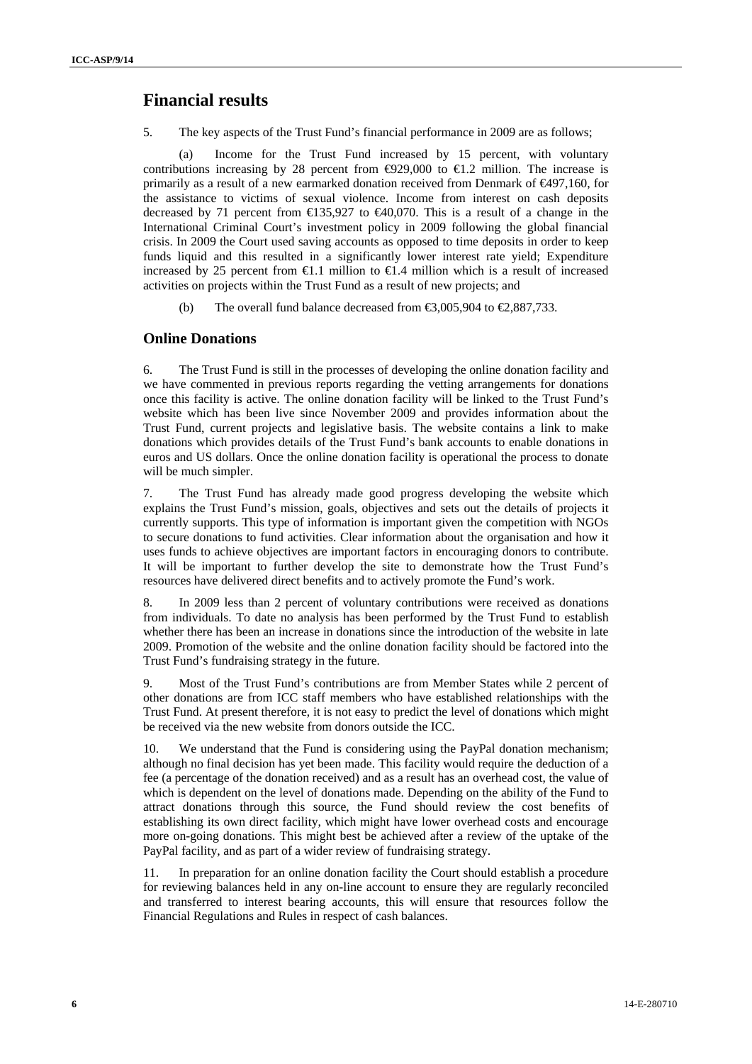## Financial results

5. The key aspects of the Trust Fund's financial performance in 2009 are as follows;

(a) Income for the Trust Fund increased by 15 percent, with voluntary contributions increasing by 28 percent from €929,000 to €1.2 million. The increase is primarily as a result of a new earmarked donation received from Denmark of €497,160, for the assistance to victims of sexual violence. Income from interest on cash deposits decreased by 71 percent from €135,927 to €40,070. This is a result of a change in the International Criminal Court's investment policy in 2009 following the global financial crisis. In 2009 the Court used saving accounts as opposed to time deposits in order to keep funds liquid and this resulted in a significantly lower interest rate yield; Expenditure increased by 25 percent from €1.1 million to €1.4 million which is a result of increased activities on projects within the Trust Fund as a result of new projects; and

(b) The overall fund balance decreased from €3,005,904 to €2,887,733.

### Online Donations

6. The Trust Fund is still in the processes of developing the online donation facility and we have commented in previous reports regarding the vetting arrangements for donations once this facility is active. The online donation facility will be linked to the Trust Fund's website which has been live since November 2009 and provides information about the Trust Fund, current projects and legislative basis. The website contains a link to make donations which provides details of the Trust Fund's bank accounts to enable donations in euros and US dollars. Once the online donation facility is operational the process to donate will be much simpler.

7. The Trust Fund has already made good progress developing the website which explains the Trust Fund's mission, goals, objectives and sets out the details of projects it currently supports. This type of information is important given the competition with NGOs to secure donations to fund activities. Clear information about the organisation and how it uses funds to achieve objectives are important factors in encouraging donors to contribute. It will be important to further develop the site to demonstrate how the Trust Fund's resources have delivered direct benefits and to actively promote the Fund's work.

8. In 2009 less than 2 percent of voluntary contributions were received as donations from individuals. To date no analysis has been performed by the Trust Fund to establish whether there has been an increase in donations since the introduction of the website in late 2009. Promotion of the website and the online donation facility should be factored into the Trust Fund's fundraising strategy in the future.

9. Most of the Trust Fund's contributions are from Member States while 2 percent of other donations are from ICC staff members who have established relationships with the Trust Fund. At present therefore, it is not easy to predict the level of donations which might be received via the new website from donors outside the ICC.

10. We understand that the Fund is considering using the PayPal donation mechanism; although no final decision has yet been made. This facility would require the deduction of a fee (a percentage of the donation received) and as a result has an overhead cost, the value of which is dependent on the level of donations made. Depending on the ability of the Fund to attract donations through this source, the Fund should review the cost benefits of establishing its own direct facility, which might have lower overhead costs and encourage more on-going donations. This might best be achieved after a review of the uptake of the PayPal facility, and as part of a wider review of fundraising strategy.

11. In preparation for an online donation facility the Court should establish a procedure for reviewing balances held in any on-line account to ensure they are regularly reconciled and transferred to interest bearing accounts, this will ensure that resources follow the Financial Regulations and Rules in respect of cash balances.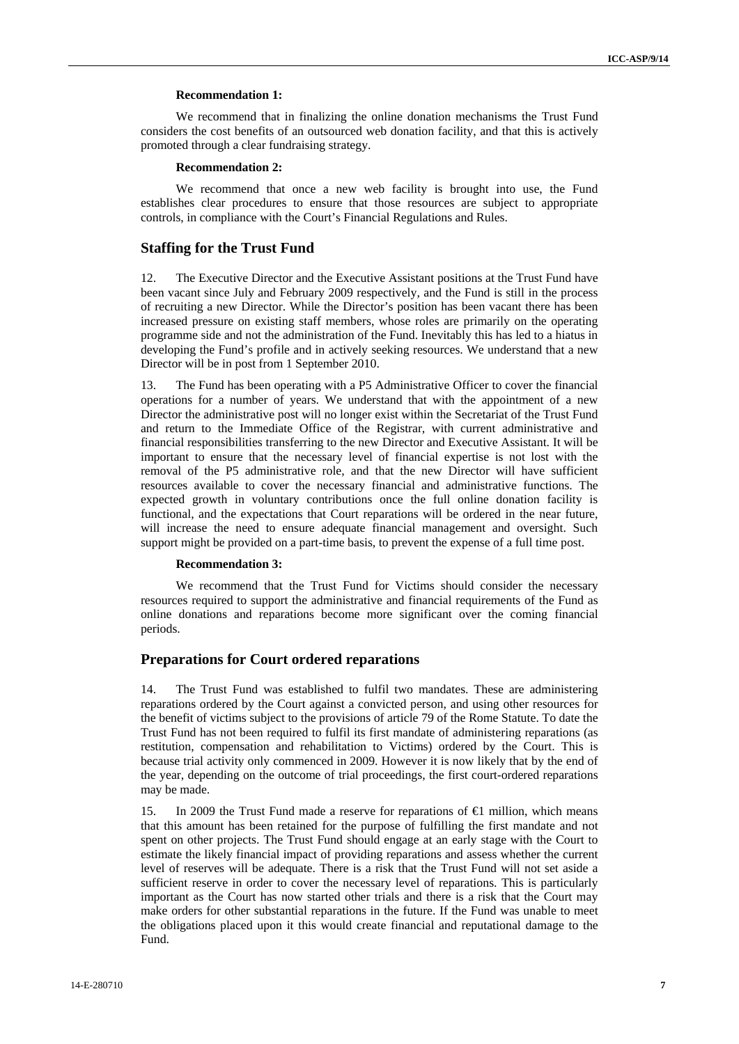**Recommendation 1:**

We recommend that in finalizing the online donation mechanisms the Trust Fund considers the cost benefits of an outsourced web donation facility, and that this is actively promoted through a clear fundraising strategy.

**Recommendation 2:**

We recommend that once a new web facility is brought into use, the Fund establishes clear procedures to ensure that those resources are subject to appropriate controls, in compliance with the Court's Financial Regulations and Rules.

## Staffing for the Trust Fund

12. The Executive Director and the Executive Assistant positions at the Trust Fund have been vacant since July and February 2009 respectively, and the Fund is still in the process of recruiting a new Director. While the Director's position has been vacant there has been increased pressure on existing staff members, whose roles are primarily on the operating programme side and not the administration of the Fund. Inevitably this has led to a hiatus in developing the Fund's profile and in actively seeking resources. We understand that a new Director will be in post from 1 September 2010.

13. The Fund has been operating with a P5 Administrative Officer to cover the financial operations for a number of years. We understand that with the appointment of a new Director the administrative post will no longer exist within the Secretariat of the Trust Fund and return to the Immediate Office of the Registrar, with current administrative and financial responsibilities transferring to the new Director and Executive Assistant. It will be important to ensure that the necessary level of financial expertise is not lost with the removal of the P5 administrative role, and that the new Director will have sufficient resources available to cover the necessary financial and administrative functions. The expected growth in voluntary contributions once the full online donation facility is functional, and the expectations that Court reparations will be ordered in the near future, will increase the need to ensure adequate financial management and oversight. Such support might be provided on a part-time basis, to prevent the expense of a full time post.

**Recommendation 3:**

We recommend that the Trust Fund for Victims should consider the necessary resources required to support the administrative and financial requirements of the Fund as online donations and reparations become more significant over the coming financial periods.

## Preparations for Court ordered reparations

14. The Trust Fund was established to fulfil two mandates. These are administering reparations ordered by the Court against a convicted person, and using other resources for the benefit of victims subject to the provisions of article 79 of the Rome Statute. To date the Trust Fund has not been required to fulfil its first mandate of administering reparations (as restitution, compensation and rehabilitation to Victims) ordered by the Court. This is because trial activity only commenced in 2009. However it is now likely that by the end of the year, depending on the outcome of trial proceedings, the first court-ordered reparations may be made.

15. In 2009 the Trust Fund made a reserve for reparations of €1 million, which means that this amount has been retained for the purpose of fulfilling the first mandate and not spent on other projects. The Trust Fund should engage at an early stage with the Court to estimate the likely financial impact of providing reparations and assess whether the current level of reserves will be adequate. There is a risk that the Trust Fund will not set aside a sufficient reserve in order to cover the necessary level of reparations. This is particularly important as the Court has now started other trials and there is a risk that the Court may make orders for other substantial reparations in the future. If the Fund was unable to meet the obligations placed upon it this would create financial and reputational damage to the Fund.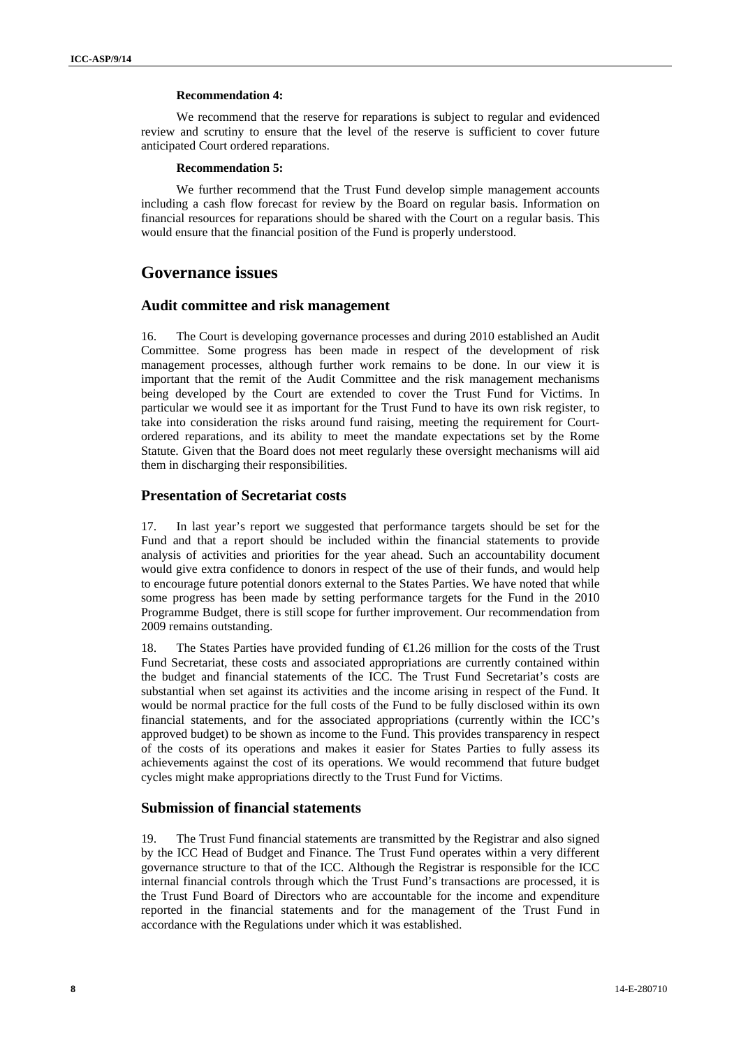**Recommendation 4:**

We recommend that the reserve for reparations is subject to regular and evidenced review and scrutiny to ensure that the level of the reserve is sufficient to cover future anticipated Court ordered reparations.

**Recommendation 5:**

We further recommend that the Trust Fund develop simple management accounts including a cash flow forecast for review by the Board on regular basis. Information on financial resources for reparations should be shared with the Court on a regular basis. This would ensure that the financial position of the Fund is properly understood.

## Governance issues

### Audit committee and risk management

16. The Court is developing governance processes and during 2010 established an Audit Committee. Some progress has been made in respect of the development of risk management processes, although further work remains to be done. In our view it is important that the remit of the Audit Committee and the risk management mechanisms being developed by the Court are extended to cover the Trust Fund for Victims. In particular we would see it as important for the Trust Fund to have its own risk register, to take into consideration the risks around fund raising, meeting the requirement for Court-ordered reparations, and its ability to meet the mandate expectations set by the Rome Statute. Given that the Board does not meet regularly these oversight mechanisms will aid them in discharging their responsibilities.

### Presentation of Secretariat costs

17. In last year's report we suggested that performance targets should be set for the Fund and that a report should be included within the financial statements to provide analysis of activities and priorities for the year ahead. Such an accountability document would give extra confidence to donors in respect of the use of their funds, and would help to encourage future potential donors external to the States Parties. We have noted that while some progress has been made by setting performance targets for the Fund in the 2010 Programme Budget, there is still scope for further improvement. Our recommendation from 2009 remains outstanding.

18. The States Parties have provided funding of €1.26 million for the costs of the Trust Fund Secretariat, these costs and associated appropriations are currently contained within the budget and financial statements of the ICC. The Trust Fund Secretariat's costs are substantial when set against its activities and the income arising in respect of the Fund. It would be normal practice for the full costs of the Fund to be fully disclosed within its own financial statements, and for the associated appropriations (currently within the ICC's approved budget) to be shown as income to the Fund. This provides transparency in respect of the costs of its operations and makes it easier for States Parties to fully assess its achievements against the cost of its operations. We would recommend that future budget cycles might make appropriations directly to the Trust Fund for Victims.

### Submission of financial statements

19. The Trust Fund financial statements are transmitted by the Registrar and also signed by the ICC Head of Budget and Finance. The Trust Fund operates within a very different governance structure to that of the ICC. Although the Registrar is responsible for the ICC internal financial controls through which the Trust Fund's transactions are processed, it is the Trust Fund Board of Directors who are accountable for the income and expenditure reported in the financial statements and for the management of the Trust Fund in accordance with the Regulations under which it was established.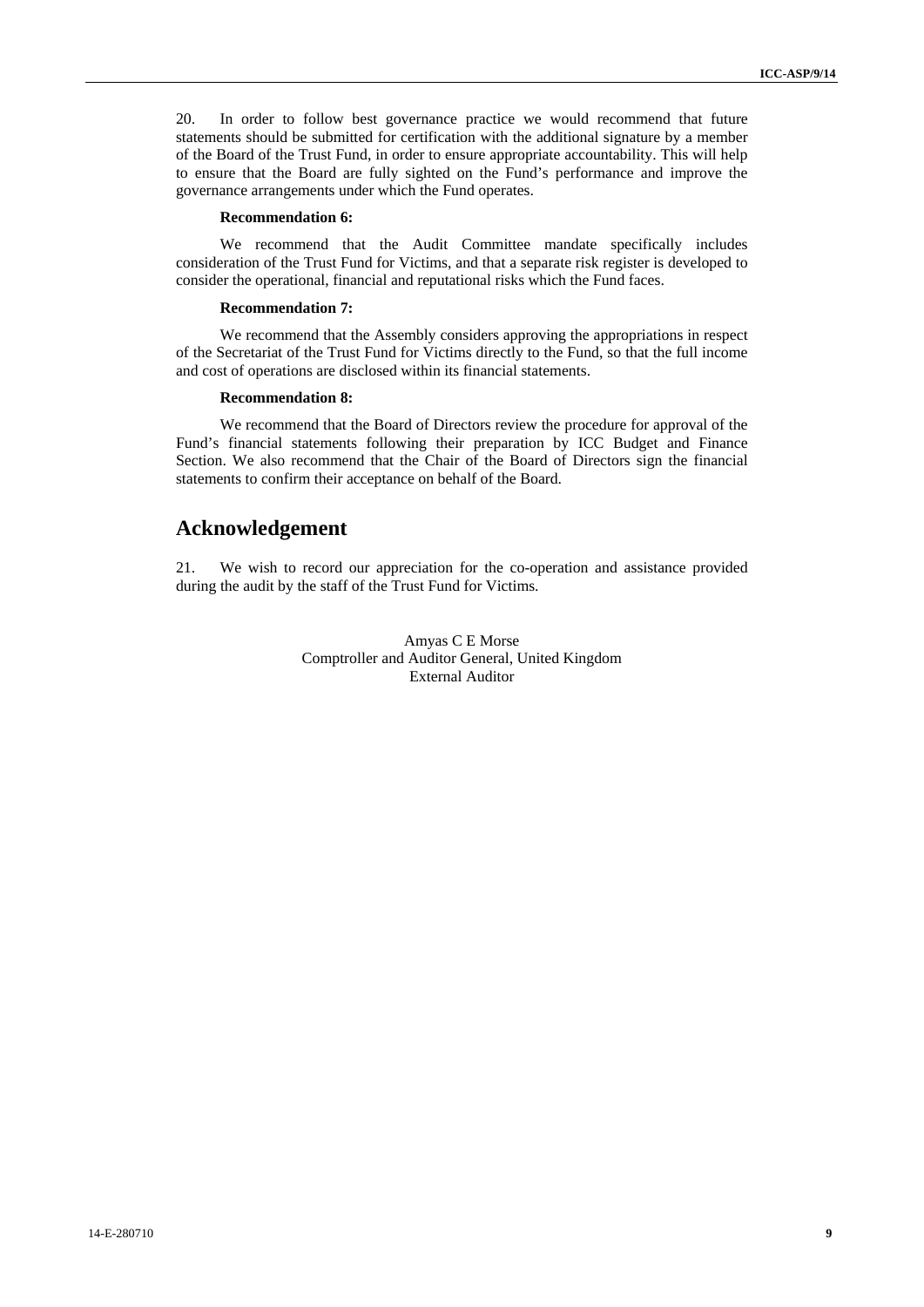20. In order to follow best governance practice we would recommend that future statements should be submitted for certification with the additional signature by a member of the Board of the Trust Fund, in order to ensure appropriate accountability. This will help to ensure that the Board are fully sighted on the Fund's performance and improve the governance arrangements under which the Fund operates.

**Recommendation 6:**

We recommend that the Audit Committee mandate specifically includes consideration of the Trust Fund for Victims, and that a separate risk register is developed to consider the operational, financial and reputational risks which the Fund faces.

**Recommendation 7:**

We recommend that the Assembly considers approving the appropriations in respect of the Secretariat of the Trust Fund for Victims directly to the Fund, so that the full income and cost of operations are disclosed within its financial statements.

**Recommendation 8:**

We recommend that the Board of Directors review the procedure for approval of the Fund's financial statements following their preparation by ICC Budget and Finance Section. We also recommend that the Chair of the Board of Directors sign the financial statements to confirm their acceptance on behalf of the Board.

## Acknowledgement

21. We wish to record our appreciation for the co-operation and assistance provided during the audit by the staff of the Trust Fund for Victims.

Amyas C E Morse
Comptroller and Auditor General, United Kingdom
External Auditor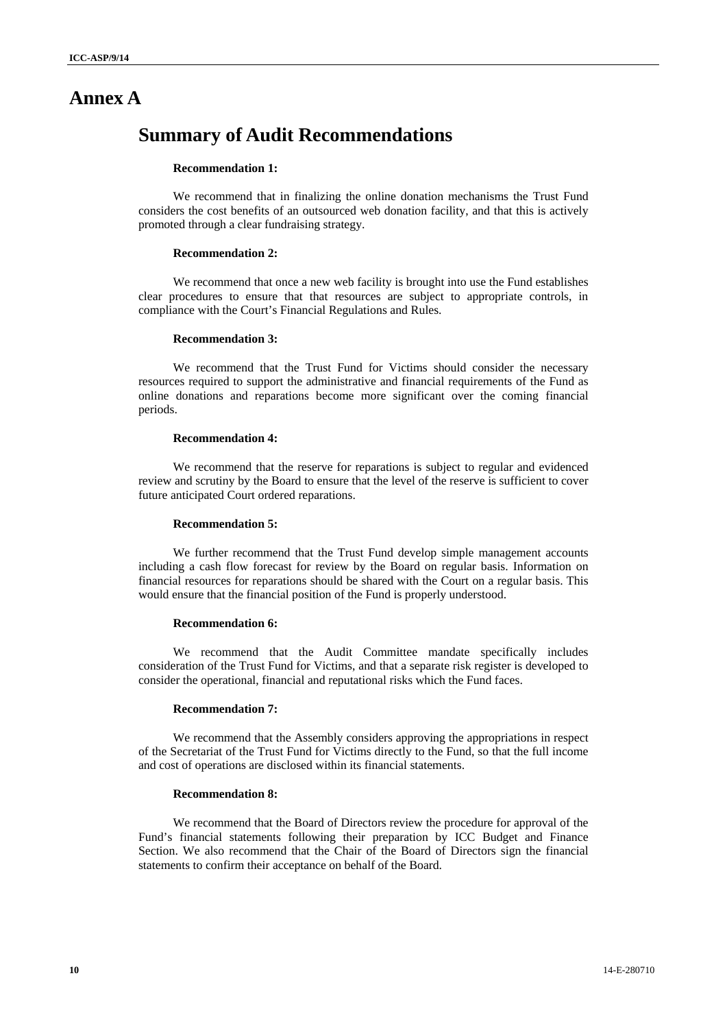# Annex A

## Summary of Audit Recommendations

**Recommendation 1:**

We recommend that in finalizing the online donation mechanisms the Trust Fund considers the cost benefits of an outsourced web donation facility, and that this is actively promoted through a clear fundraising strategy.

**Recommendation 2:**

We recommend that once a new web facility is brought into use the Fund establishes clear procedures to ensure that that resources are subject to appropriate controls, in compliance with the Court's Financial Regulations and Rules.

**Recommendation 3:**

We recommend that the Trust Fund for Victims should consider the necessary resources required to support the administrative and financial requirements of the Fund as online donations and reparations become more significant over the coming financial periods.

**Recommendation 4:**

We recommend that the reserve for reparations is subject to regular and evidenced review and scrutiny by the Board to ensure that the level of the reserve is sufficient to cover future anticipated Court ordered reparations.

**Recommendation 5:**

We further recommend that the Trust Fund develop simple management accounts including a cash flow forecast for review by the Board on regular basis. Information on financial resources for reparations should be shared with the Court on a regular basis. This would ensure that the financial position of the Fund is properly understood.

**Recommendation 6:**

We recommend that the Audit Committee mandate specifically includes consideration of the Trust Fund for Victims, and that a separate risk register is developed to consider the operational, financial and reputational risks which the Fund faces.

**Recommendation 7:**

We recommend that the Assembly considers approving the appropriations in respect of the Secretariat of the Trust Fund for Victims directly to the Fund, so that the full income and cost of operations are disclosed within its financial statements.

**Recommendation 8:**

We recommend that the Board of Directors review the procedure for approval of the Fund's financial statements following their preparation by ICC Budget and Finance Section. We also recommend that the Chair of the Board of Directors sign the financial statements to confirm their acceptance on behalf of the Board.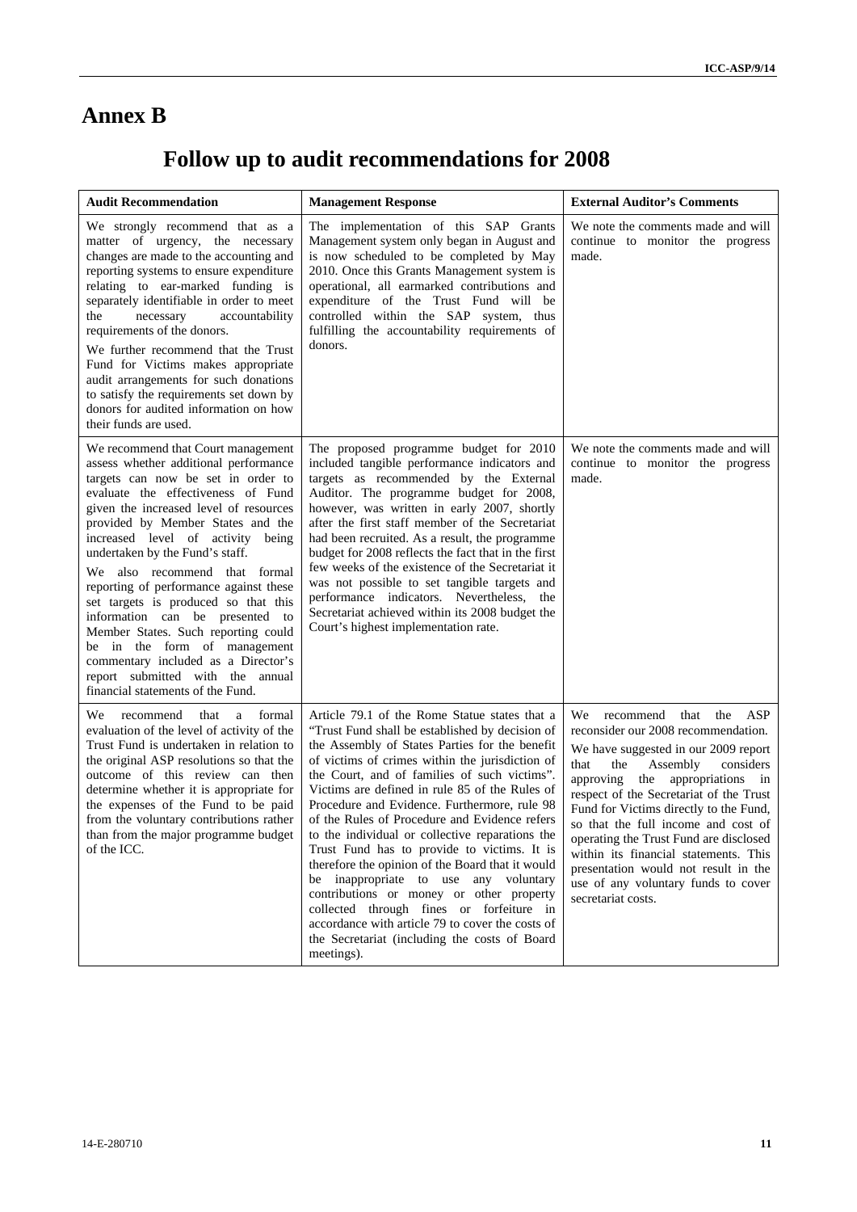# Annex B

## Follow up to audit recommendations for 2008

| Audit Recommendation | Management Response | External Auditor's Comments |
|---|---|---|
| We strongly recommend that as a matter of urgency, the necessary changes are made to the accounting and reporting systems to ensure expenditure relating to ear-marked funding is separately identifiable in order to meet the necessary accountability requirements of the donors.<br><br>We further recommend that the Trust Fund for Victims makes appropriate audit arrangements for such donations to satisfy the requirements set down by donors for audited information on how their funds are used. | The implementation of this SAP Grants Management system only began in August and is now scheduled to be completed by May 2010. Once this Grants Management system is operational, all earmarked contributions and expenditure of the Trust Fund will be controlled within the SAP system, thus fulfilling the accountability requirements of donors. | We note the comments made and will continue to monitor the progress made. |
| We recommend that Court management assess whether additional performance targets can now be set in order to evaluate the effectiveness of Fund given the increased level of resources provided by Member States and the increased level of activity being undertaken by the Fund's staff.<br><br>We also recommend that formal reporting of performance against these set targets is produced so that this information can be presented to Member States. Such reporting could be in the form of management commentary included as a Director's report submitted with the annual financial statements of the Fund. | The proposed programme budget for 2010 included tangible performance indicators and targets as recommended by the External Auditor. The programme budget for 2008, however, was written in early 2007, shortly after the first staff member of the Secretariat had been recruited. As a result, the programme budget for 2008 reflects the fact that in the first few weeks of the existence of the Secretariat it was not possible to set tangible targets and performance indicators. Nevertheless, the Secretariat achieved within its 2008 budget the Court's highest implementation rate. | We note the comments made and will continue to monitor the progress made. |
| We recommend that a formal evaluation of the level of activity of the Trust Fund is undertaken in relation to the original ASP resolutions so that the outcome of this review can then determine whether it is appropriate for the expenses of the Fund to be paid from the voluntary contributions rather than from the major programme budget of the ICC. | Article 79.1 of the Rome Statue states that a "Trust Fund shall be established by decision of the Assembly of States Parties for the benefit of victims of crimes within the jurisdiction of the Court, and of families of such victims". Victims are defined in rule 85 of the Rules of Procedure and Evidence. Furthermore, rule 98 of the Rules of Procedure and Evidence refers to the individual or collective reparations the Trust Fund has to provide to victims. It is therefore the opinion of the Board that it would be inappropriate to use any voluntary contributions or money or other property collected through fines or forfeiture in accordance with article 79 to cover the costs of the Secretariat (including the costs of Board meetings). | We recommend that the ASP reconsider our 2008 recommendation.<br><br>We have suggested in our 2009 report that the Assembly considers approving the appropriations in respect of the Secretariat of the Trust Fund for Victims directly to the Fund, so that the full income and cost of operating the Trust Fund are disclosed within its financial statements. This presentation would not result in the use of any voluntary funds to cover secretariat costs. |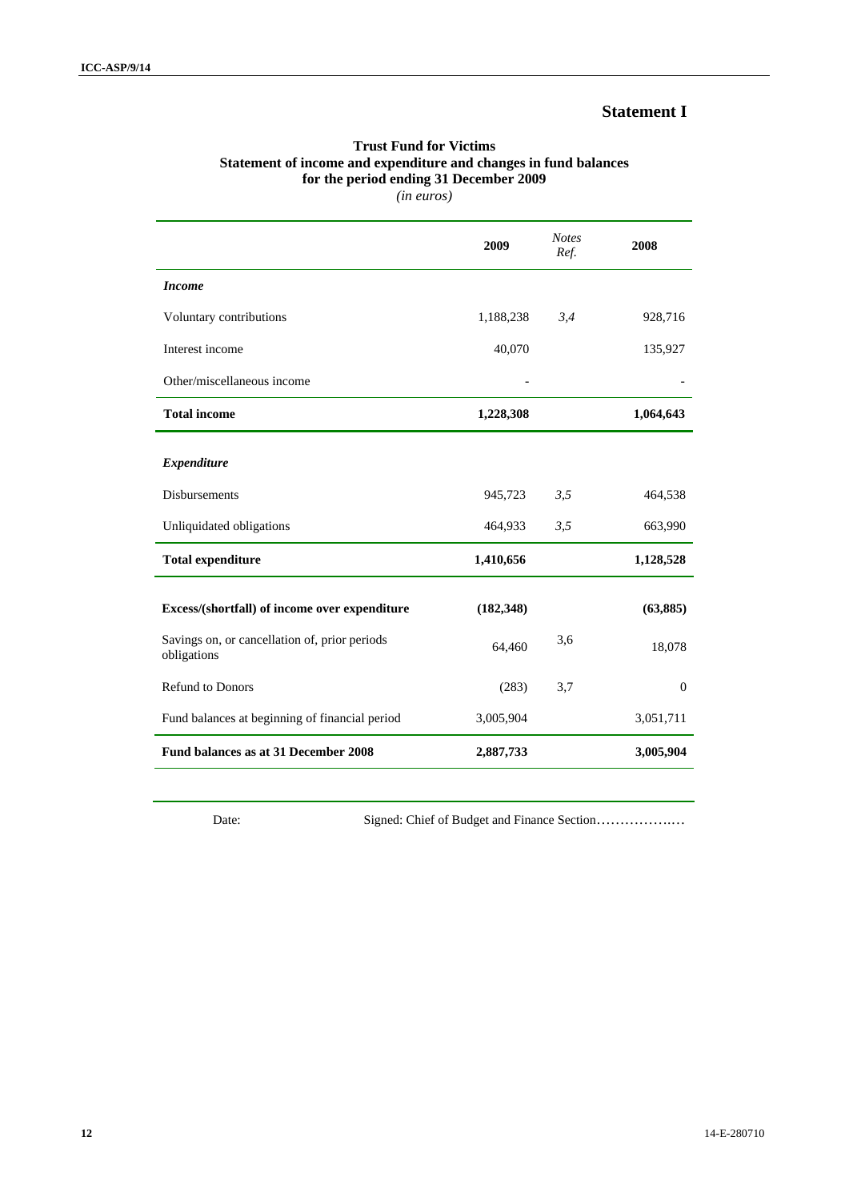# Statement I

**Trust Fund for Victims**
**Statement of income and expenditure and changes in fund balances**
**for the period ending 31 December 2009**
*(in euros)*

| | 2009 | *Notes Ref.* | 2008 |
|---|---|---|---|
| ***Income*** | | | |
| Voluntary contributions | 1,188,238 | *3,4* | 928,716 |
| Interest income | 40,070 | | 135,927 |
| Other/miscellaneous income | - | | - |
| **Total income** | **1,228,308** | | **1,064,643** |
| ***Expenditure*** | | | |
| Disbursements | 945,723 | *3,5* | 464,538 |
| Unliquidated obligations | 464,933 | *3,5* | 663,990 |
| **Total expenditure** | **1,410,656** | | **1,128,528** |
| **Excess/(shortfall) of income over expenditure** | **(182,348)** | | **(63,885)** |
| Savings on, or cancellation of, prior periods obligations | 64,460 | 3,6 | 18,078 |
| Refund to Donors | (283) | 3,7 | 0 |
| Fund balances at beginning of financial period | 3,005,904 | | 3,051,711 |
| **Fund balances as at 31 December 2008** | **2,887,733** | | **3,005,904** |

Date: Signed: Chief of Budget and Finance Section………………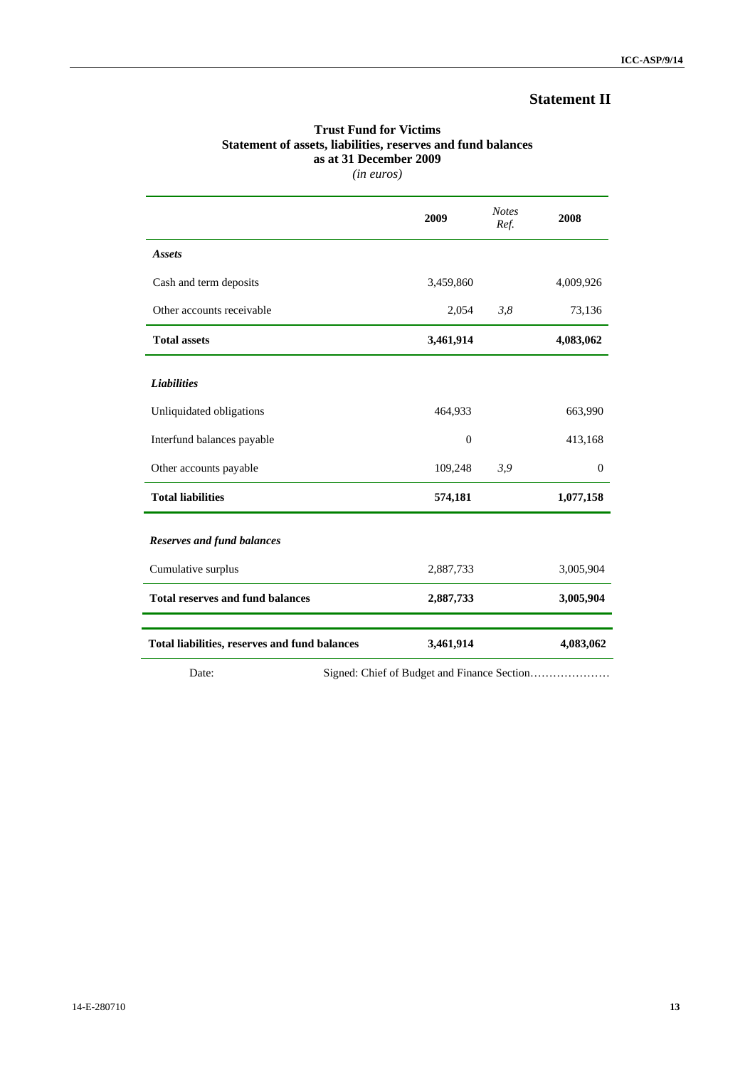# Statement II

**Trust Fund for Victims**
**Statement of assets, liabilities, reserves and fund balances**
**as at 31 December 2009**
*(in euros)*

| | 2009 | *Notes Ref.* | 2008 |
|---|---|---|---|
| ***Assets*** | | | |
| Cash and term deposits | 3,459,860 | | 4,009,926 |
| Other accounts receivable | 2,054 | *3,8* | 73,136 |
| **Total assets** | **3,461,914** | | **4,083,062** |
| ***Liabilities*** | | | |
| Unliquidated obligations | 464,933 | | 663,990 |
| Interfund balances payable | 0 | | 413,168 |
| Other accounts payable | 109,248 | *3,9* | 0 |
| **Total liabilities** | **574,181** | | **1,077,158** |
| ***Reserves and fund balances*** | | | |
| Cumulative surplus | 2,887,733 | | 3,005,904 |
| **Total reserves and fund balances** | **2,887,733** | | **3,005,904** |
| **Total liabilities, reserves and fund balances** | **3,461,914** | | **4,083,062** |

Date: Signed: Chief of Budget and Finance Section…………………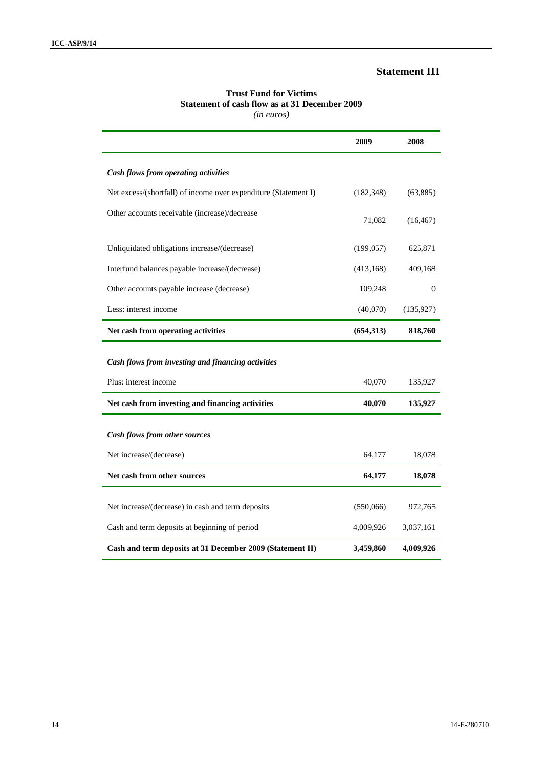# Statement III

**Trust Fund for Victims**
**Statement of cash flow as at 31 December 2009**
*(in euros)*

| | 2009 | 2008 |
|---|---|---|
| ***Cash flows from operating activities*** | | |
| Net excess/(shortfall) of income over expenditure (Statement I) | (182,348) | (63,885) |
| Other accounts receivable (increase)/decrease | 71,082 | (16,467) |
| Unliquidated obligations increase/(decrease) | (199,057) | 625,871 |
| Interfund balances payable increase/(decrease) | (413,168) | 409,168 |
| Other accounts payable increase (decrease) | 109,248 | 0 |
| Less: interest income | (40,070) | (135,927) |
| **Net cash from operating activities** | **(654,313)** | **818,760** |
| ***Cash flows from investing and financing activities*** | | |
| Plus: interest income | 40,070 | 135,927 |
| **Net cash from investing and financing activities** | **40,070** | **135,927** |
| ***Cash flows from other sources*** | | |
| Net increase/(decrease) | 64,177 | 18,078 |
| **Net cash from other sources** | **64,177** | **18,078** |
| Net increase/(decrease) in cash and term deposits | (550,066) | 972,765 |
| Cash and term deposits at beginning of period | 4,009,926 | 3,037,161 |
| **Cash and term deposits at 31 December 2009 (Statement II)** | **3,459,860** | **4,009,926** |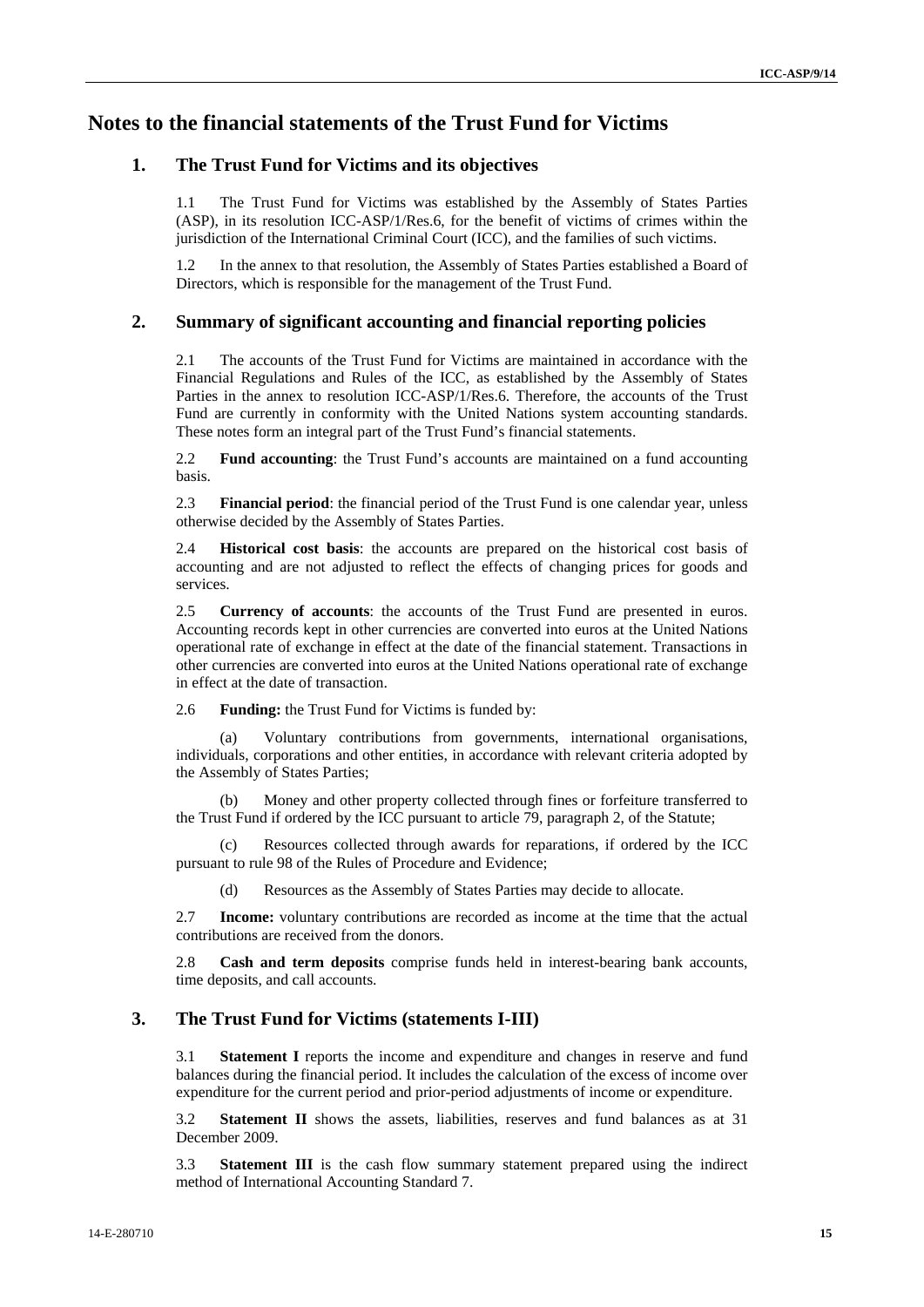# Notes to the financial statements of the Trust Fund for Victims

## 1. The Trust Fund for Victims and its objectives

1.1 The Trust Fund for Victims was established by the Assembly of States Parties (ASP), in its resolution ICC-ASP/1/Res.6, for the benefit of victims of crimes within the jurisdiction of the International Criminal Court (ICC), and the families of such victims.

1.2 In the annex to that resolution, the Assembly of States Parties established a Board of Directors, which is responsible for the management of the Trust Fund.

## 2. Summary of significant accounting and financial reporting policies

2.1 The accounts of the Trust Fund for Victims are maintained in accordance with the Financial Regulations and Rules of the ICC, as established by the Assembly of States Parties in the annex to resolution ICC-ASP/1/Res.6. Therefore, the accounts of the Trust Fund are currently in conformity with the United Nations system accounting standards. These notes form an integral part of the Trust Fund's financial statements.

2.2 **Fund accounting**: the Trust Fund's accounts are maintained on a fund accounting basis.

2.3 **Financial period**: the financial period of the Trust Fund is one calendar year, unless otherwise decided by the Assembly of States Parties.

2.4 **Historical cost basis**: the accounts are prepared on the historical cost basis of accounting and are not adjusted to reflect the effects of changing prices for goods and services.

2.5 **Currency of accounts**: the accounts of the Trust Fund are presented in euros. Accounting records kept in other currencies are converted into euros at the United Nations operational rate of exchange in effect at the date of the financial statement. Transactions in other currencies are converted into euros at the United Nations operational rate of exchange in effect at the date of transaction.

2.6 **Funding:** the Trust Fund for Victims is funded by:

(a) Voluntary contributions from governments, international organisations, individuals, corporations and other entities, in accordance with relevant criteria adopted by the Assembly of States Parties;

(b) Money and other property collected through fines or forfeiture transferred to the Trust Fund if ordered by the ICC pursuant to article 79, paragraph 2, of the Statute;

(c) Resources collected through awards for reparations, if ordered by the ICC pursuant to rule 98 of the Rules of Procedure and Evidence;

(d) Resources as the Assembly of States Parties may decide to allocate.

2.7 **Income:** voluntary contributions are recorded as income at the time that the actual contributions are received from the donors.

2.8 **Cash and term deposits** comprise funds held in interest-bearing bank accounts, time deposits, and call accounts.

## 3. The Trust Fund for Victims (statements I-III)

3.1 **Statement I** reports the income and expenditure and changes in reserve and fund balances during the financial period. It includes the calculation of the excess of income over expenditure for the current period and prior-period adjustments of income or expenditure.

3.2 **Statement II** shows the assets, liabilities, reserves and fund balances as at 31 December 2009.

3.3 **Statement III** is the cash flow summary statement prepared using the indirect method of International Accounting Standard 7.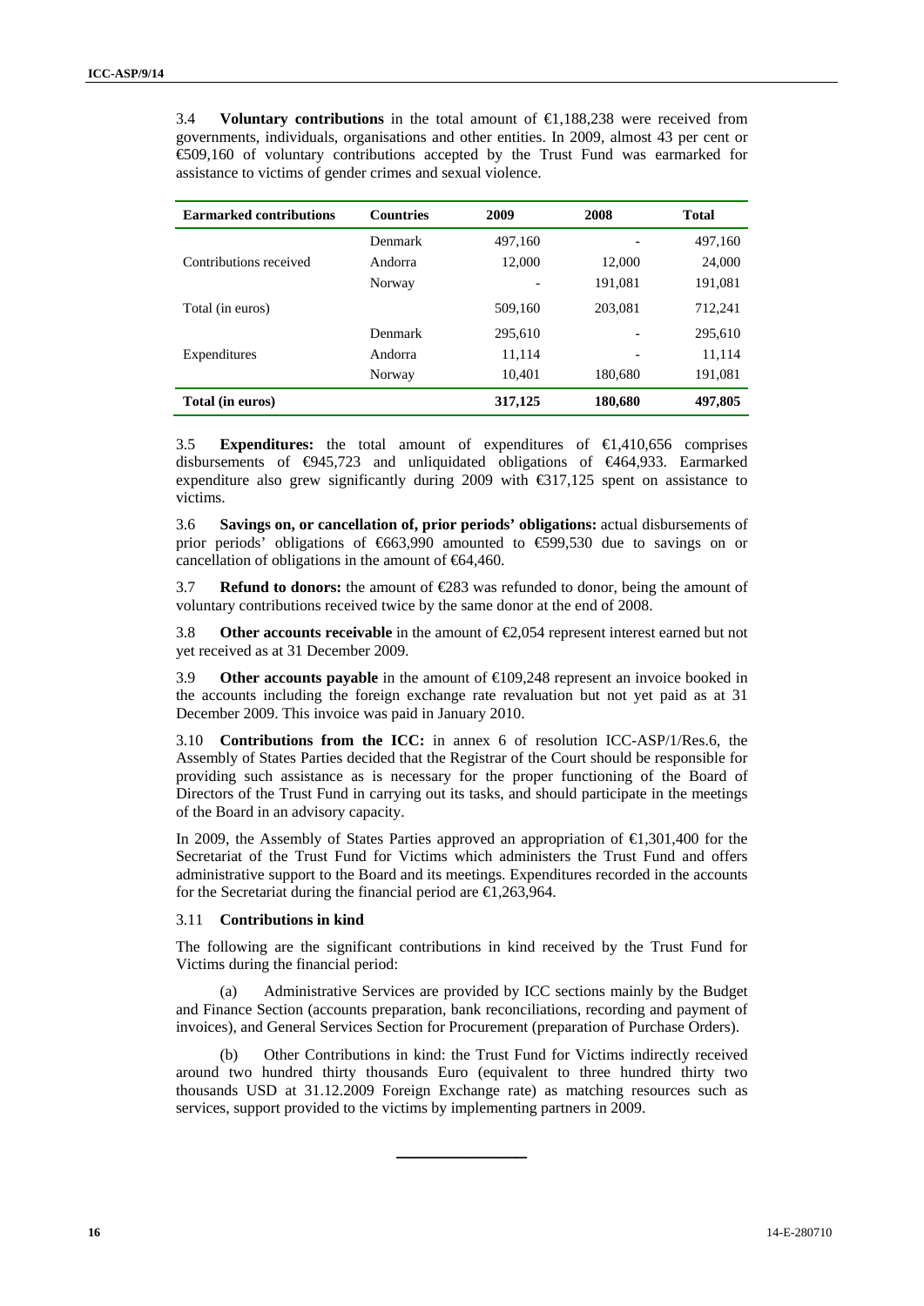3.4 **Voluntary contributions** in the total amount of €1,188,238 were received from governments, individuals, organisations and other entities. In 2009, almost 43 per cent or €509,160 of voluntary contributions accepted by the Trust Fund was earmarked for assistance to victims of gender crimes and sexual violence.

| Earmarked contributions | Countries | 2009 | 2008 | Total |
|---|---|---|---|---|
| | Denmark | 497,160 | - | 497,160 |
| Contributions received | Andorra | 12,000 | 12,000 | 24,000 |
| | Norway | - | 191,081 | 191,081 |
| Total (in euros) | | 509,160 | 203,081 | 712,241 |
| | Denmark | 295,610 | - | 295,610 |
| Expenditures | Andorra | 11,114 | - | 11,114 |
| | Norway | 10,401 | 180,680 | 191,081 |
| **Total (in euros)** | | **317,125** | **180,680** | **497,805** |

3.5 **Expenditures:** the total amount of expenditures of €1,410,656 comprises disbursements of €945,723 and unliquidated obligations of €464,933. Earmarked expenditure also grew significantly during 2009 with €317,125 spent on assistance to victims.

3.6 **Savings on, or cancellation of, prior periods' obligations:** actual disbursements of prior periods' obligations of €663,990 amounted to €599,530 due to savings on or cancellation of obligations in the amount of €64,460.

3.7 **Refund to donors:** the amount of €283 was refunded to donor, being the amount of voluntary contributions received twice by the same donor at the end of 2008.

3.8 **Other accounts receivable** in the amount of €2,054 represent interest earned but not yet received as at 31 December 2009.

3.9 **Other accounts payable** in the amount of €109,248 represent an invoice booked in the accounts including the foreign exchange rate revaluation but not yet paid as at 31 December 2009. This invoice was paid in January 2010.

3.10 **Contributions from the ICC:** in annex 6 of resolution ICC-ASP/1/Res.6, the Assembly of States Parties decided that the Registrar of the Court should be responsible for providing such assistance as is necessary for the proper functioning of the Board of Directors of the Trust Fund in carrying out its tasks, and should participate in the meetings of the Board in an advisory capacity.

In 2009, the Assembly of States Parties approved an appropriation of €1,301,400 for the Secretariat of the Trust Fund for Victims which administers the Trust Fund and offers administrative support to the Board and its meetings. Expenditures recorded in the accounts for the Secretariat during the financial period are €1,263,964.

3.11 **Contributions in kind**

The following are the significant contributions in kind received by the Trust Fund for Victims during the financial period:

(a) Administrative Services are provided by ICC sections mainly by the Budget and Finance Section (accounts preparation, bank reconciliations, recording and payment of invoices), and General Services Section for Procurement (preparation of Purchase Orders).

(b) Other Contributions in kind: the Trust Fund for Victims indirectly received around two hundred thirty thousands Euro (equivalent to three hundred thirty two thousands USD at 31.12.2009 Foreign Exchange rate) as matching resources such as services, support provided to the victims by implementing partners in 2009.